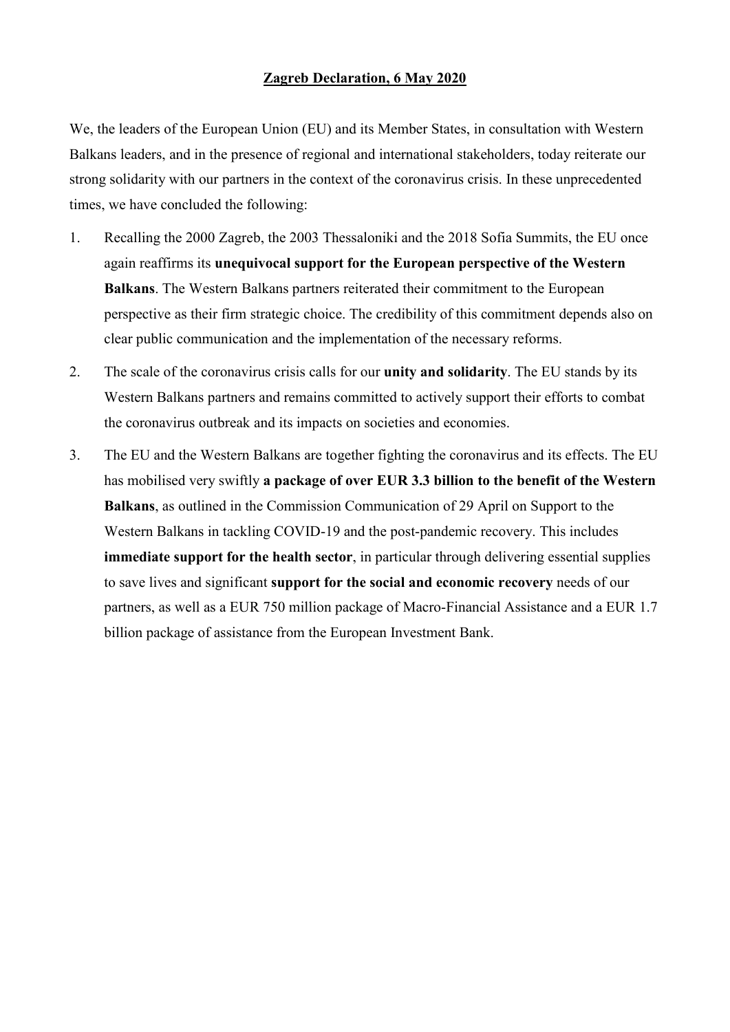# **Zagreb Declaration, 6 May 2020**

We, the leaders of the European Union (EU) and its Member States, in consultation with Western Balkans leaders, and in the presence of regional and international stakeholders, today reiterate our strong solidarity with our partners in the context of the coronavirus crisis. In these unprecedented times, we have concluded the following:

1. Recalling the 2000 Zagreb, the 2003 Thessaloniki and the 2018 Sofia Summits, the EU once again reaffirms its **unequivocal support for the European perspective of the Western Balkans**. The Western Balkans partners reiterated their commitment to the European perspective as their firm strategic choice. The credibility of this commitment depends also on clear public communication and the implementation of the necessary reforms.

2. The scale of the coronavirus crisis calls for our **unity and solidarity**. The EU stands by its Western Balkans partners and remains committed to actively support their efforts to combat the coronavirus outbreak and its impacts on societies and economies.

3. The EU and the Western Balkans are together fighting the coronavirus and its effects. The EU has mobilised very swiftly **a package of over EUR 3.3 billion to the benefit of the Western Balkans**, as outlined in the Commission Communication of 29 April on Support to the Western Balkans in tackling COVID-19 and the post-pandemic recovery. This includes **immediate support for the health sector**, in particular through delivering essential supplies to save lives and significant **support for the social and economic recovery** needs of our partners, as well as a EUR 750 million package of Macro-Financial Assistance and a EUR 1.7 billion package of assistance from the European Investment Bank.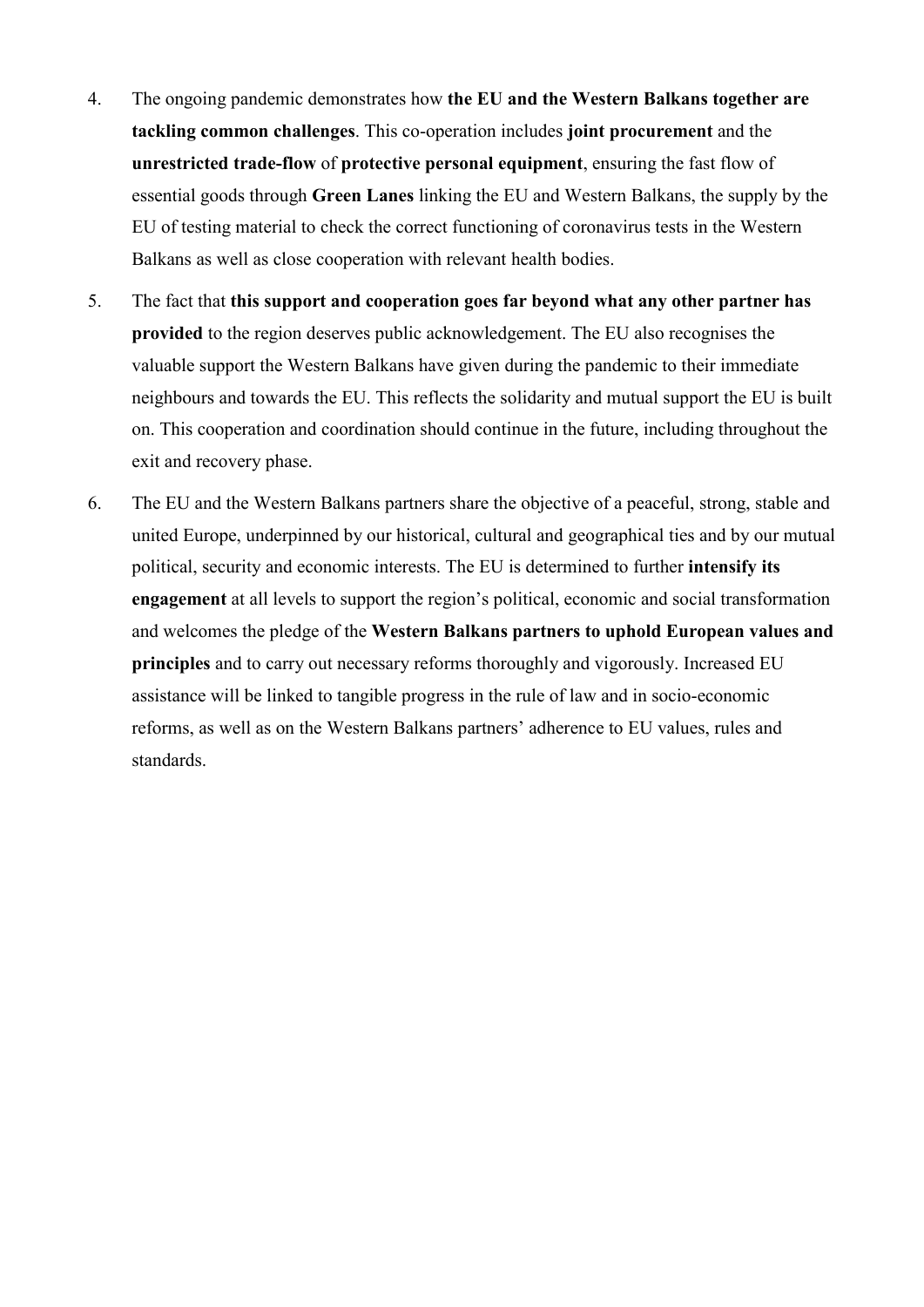4. The ongoing pandemic demonstrates how **the EU and the Western Balkans together are tackling common challenges**. This co-operation includes **joint procurement** and the **unrestricted trade-flow** of **protective personal equipment**, ensuring the fast flow of essential goods through **Green Lanes** linking the EU and Western Balkans, the supply by the EU of testing material to check the correct functioning of coronavirus tests in the Western Balkans as well as close cooperation with relevant health bodies.

5. The fact that **this support and cooperation goes far beyond what any other partner has provided** to the region deserves public acknowledgement. The EU also recognises the valuable support the Western Balkans have given during the pandemic to their immediate neighbours and towards the EU. This reflects the solidarity and mutual support the EU is built on. This cooperation and coordination should continue in the future, including throughout the exit and recovery phase.

6. The EU and the Western Balkans partners share the objective of a peaceful, strong, stable and united Europe, underpinned by our historical, cultural and geographical ties and by our mutual political, security and economic interests. The EU is determined to further **intensify its engagement** at all levels to support the region's political, economic and social transformation and welcomes the pledge of the **Western Balkans partners to uphold European values and principles** and to carry out necessary reforms thoroughly and vigorously. Increased EU assistance will be linked to tangible progress in the rule of law and in socio-economic reforms, as well as on the Western Balkans partners' adherence to EU values, rules and standards.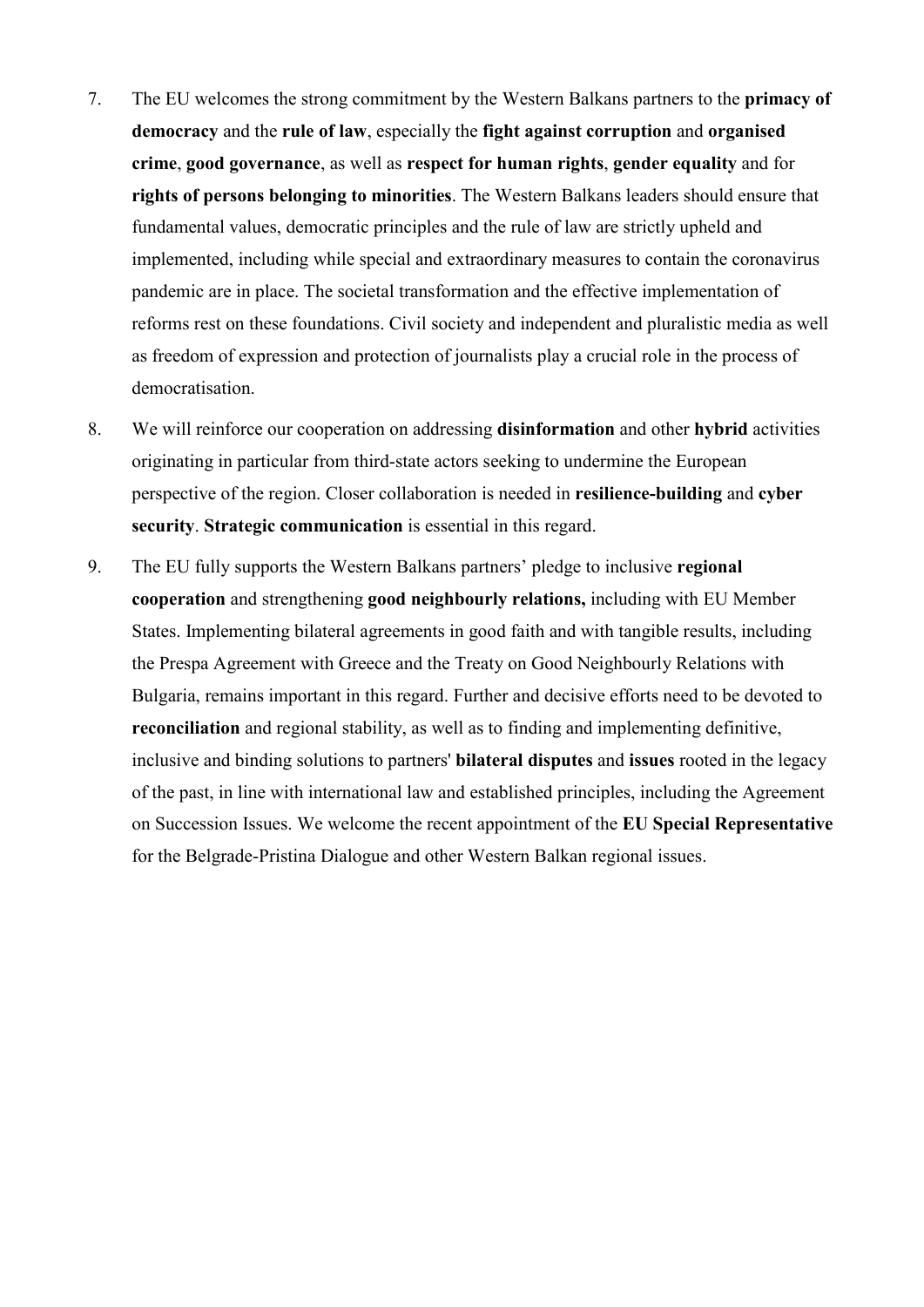7. The EU welcomes the strong commitment by the Western Balkans partners to the **primacy of democracy** and the **rule of law**, especially the **fight against corruption** and **organised crime**, **good governance**, as well as **respect for human rights**, **gender equality** and for **rights of persons belonging to minorities**. The Western Balkans leaders should ensure that fundamental values, democratic principles and the rule of law are strictly upheld and implemented, including while special and extraordinary measures to contain the coronavirus pandemic are in place. The societal transformation and the effective implementation of reforms rest on these foundations. Civil society and independent and pluralistic media as well as freedom of expression and protection of journalists play a crucial role in the process of democratisation.

8. We will reinforce our cooperation on addressing **disinformation** and other **hybrid** activities originating in particular from third-state actors seeking to undermine the European perspective of the region. Closer collaboration is needed in **resilience-building** and **cyber security**. **Strategic communication** is essential in this regard.

9. The EU fully supports the Western Balkans partners' pledge to inclusive **regional cooperation** and strengthening **good neighbourly relations,** including with EU Member States. Implementing bilateral agreements in good faith and with tangible results, including the Prespa Agreement with Greece and the Treaty on Good Neighbourly Relations with Bulgaria, remains important in this regard. Further and decisive efforts need to be devoted to **reconciliation** and regional stability, as well as to finding and implementing definitive, inclusive and binding solutions to partners' **bilateral disputes** and **issues** rooted in the legacy of the past, in line with international law and established principles, including the Agreement on Succession Issues. We welcome the recent appointment of the **EU Special Representative** for the Belgrade-Pristina Dialogue and other Western Balkan regional issues.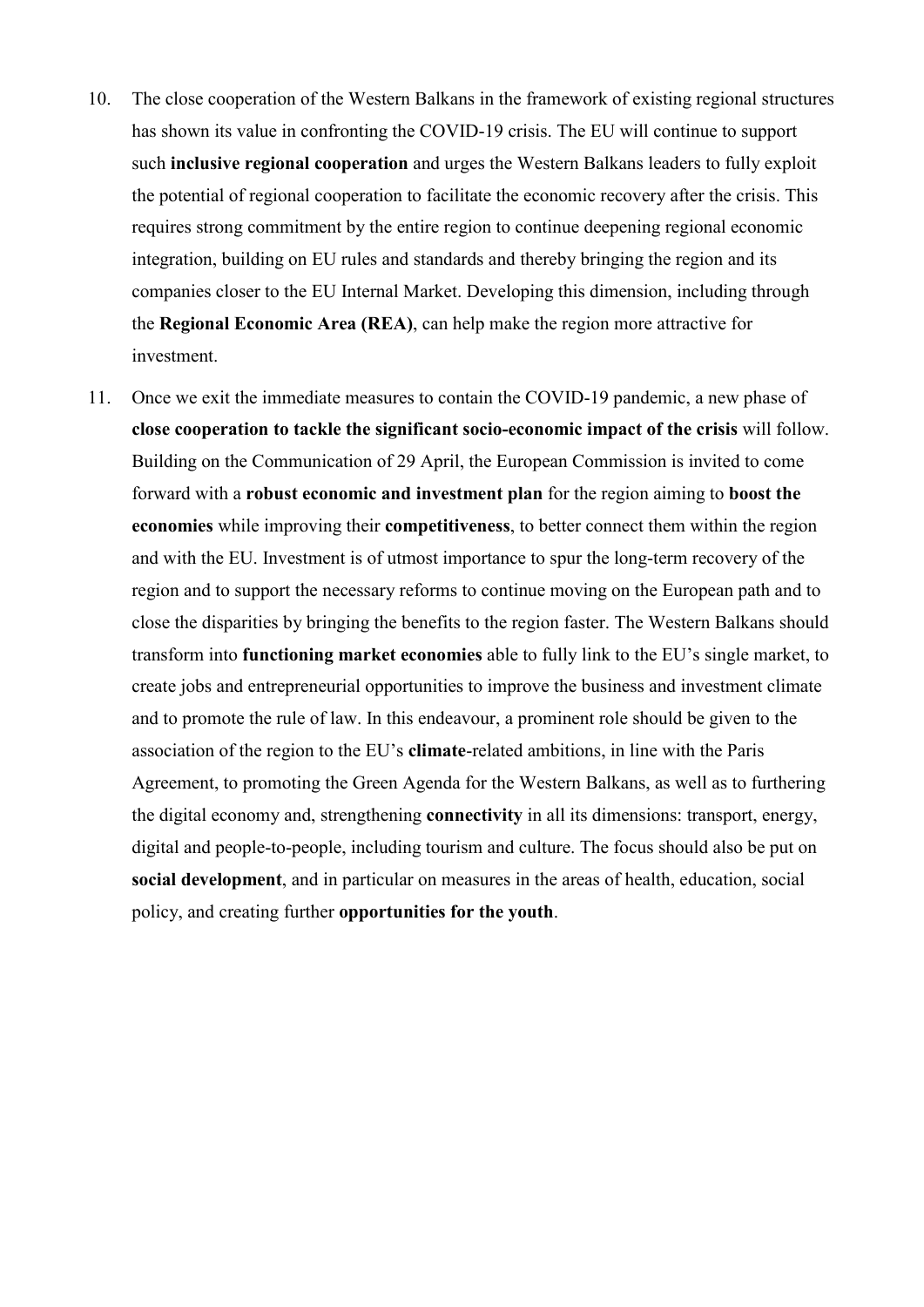10. The close cooperation of the Western Balkans in the framework of existing regional structures has shown its value in confronting the COVID-19 crisis. The EU will continue to support such **inclusive regional cooperation** and urges the Western Balkans leaders to fully exploit the potential of regional cooperation to facilitate the economic recovery after the crisis. This requires strong commitment by the entire region to continue deepening regional economic integration, building on EU rules and standards and thereby bringing the region and its companies closer to the EU Internal Market. Developing this dimension, including through the **Regional Economic Area (REA)**, can help make the region more attractive for investment.

11. Once we exit the immediate measures to contain the COVID-19 pandemic, a new phase of **close cooperation to tackle the significant socio-economic impact of the crisis** will follow. Building on the Communication of 29 April, the European Commission is invited to come forward with a **robust economic and investment plan** for the region aiming to **boost the economies** while improving their **competitiveness**, to better connect them within the region and with the EU. Investment is of utmost importance to spur the long-term recovery of the region and to support the necessary reforms to continue moving on the European path and to close the disparities by bringing the benefits to the region faster. The Western Balkans should transform into **functioning market economies** able to fully link to the EU's single market, to create jobs and entrepreneurial opportunities to improve the business and investment climate and to promote the rule of law. In this endeavour, a prominent role should be given to the association of the region to the EU's **climate**-related ambitions, in line with the Paris Agreement, to promoting the Green Agenda for the Western Balkans, as well as to furthering the digital economy and, strengthening **connectivity** in all its dimensions: transport, energy, digital and people-to-people, including tourism and culture. The focus should also be put on **social development**, and in particular on measures in the areas of health, education, social policy, and creating further **opportunities for the youth**.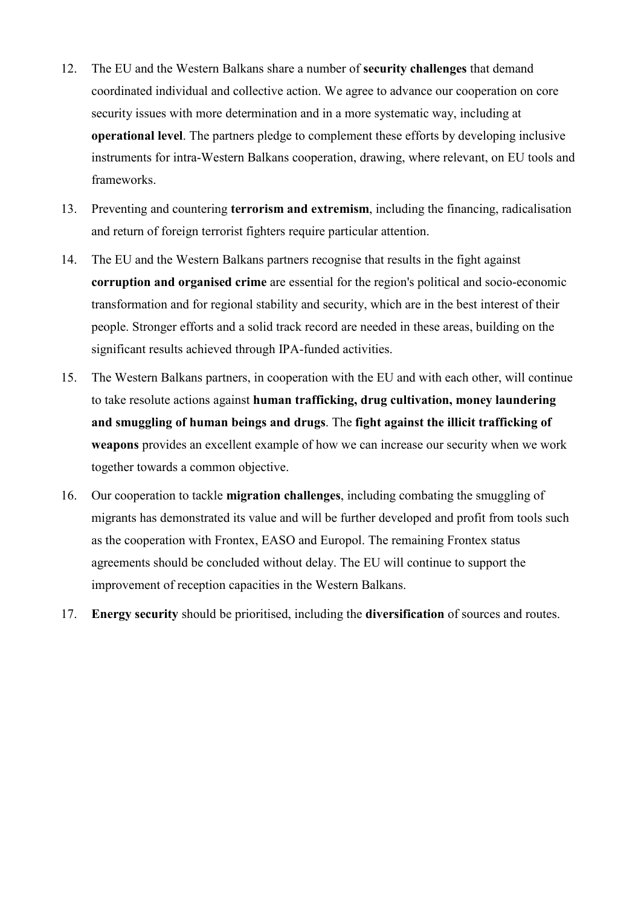12. The EU and the Western Balkans share a number of **security challenges** that demand coordinated individual and collective action. We agree to advance our cooperation on core security issues with more determination and in a more systematic way, including at **operational level**. The partners pledge to complement these efforts by developing inclusive instruments for intra-Western Balkans cooperation, drawing, where relevant, on EU tools and frameworks.

13. Preventing and countering **terrorism and extremism**, including the financing, radicalisation and return of foreign terrorist fighters require particular attention.

14. The EU and the Western Balkans partners recognise that results in the fight against **corruption and organised crime** are essential for the region's political and socio-economic transformation and for regional stability and security, which are in the best interest of their people. Stronger efforts and a solid track record are needed in these areas, building on the significant results achieved through IPA-funded activities.

15. The Western Balkans partners, in cooperation with the EU and with each other, will continue to take resolute actions against **human trafficking, drug cultivation, money laundering and smuggling of human beings and drugs**. The **fight against the illicit trafficking of weapons** provides an excellent example of how we can increase our security when we work together towards a common objective.

16. Our cooperation to tackle **migration challenges**, including combating the smuggling of migrants has demonstrated its value and will be further developed and profit from tools such as the cooperation with Frontex, EASO and Europol. The remaining Frontex status agreements should be concluded without delay. The EU will continue to support the improvement of reception capacities in the Western Balkans.

17. **Energy security** should be prioritised, including the **diversification** of sources and routes.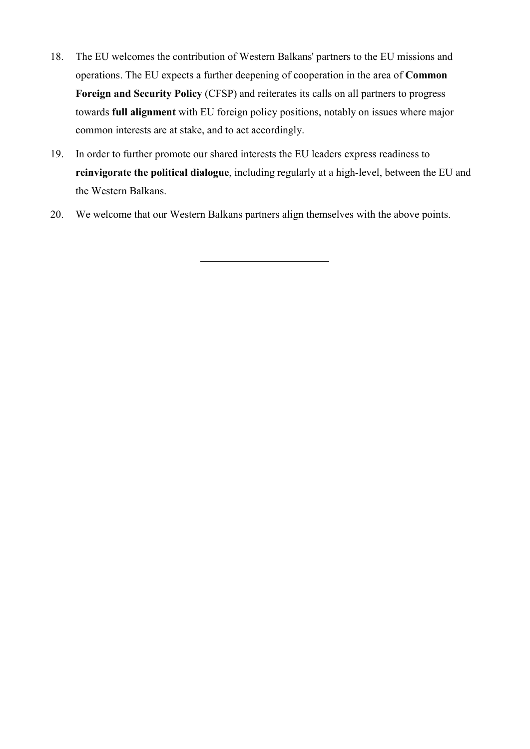18. The EU welcomes the contribution of Western Balkans' partners to the EU missions and operations. The EU expects a further deepening of cooperation in the area of **Common Foreign and Security Policy** (CFSP) and reiterates its calls on all partners to progress towards **full alignment** with EU foreign policy positions, notably on issues where major common interests are at stake, and to act accordingly.

19. In order to further promote our shared interests the EU leaders express readiness to **reinvigorate the political dialogue**, including regularly at a high-level, between the EU and the Western Balkans.

20. We welcome that our Western Balkans partners align themselves with the above points.

---